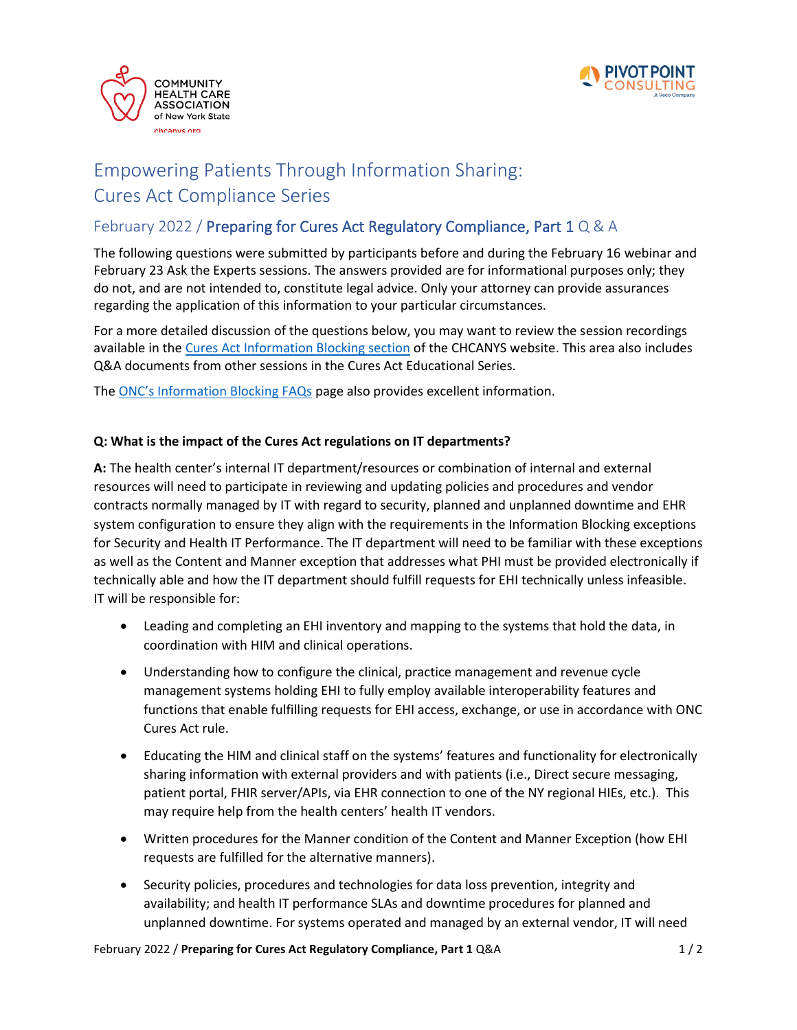# Empowering Patients Through Information Sharing: Cures Act Compliance Series

## February 2022 / **Preparing for Cures Act Regulatory Compliance, Part 1** Q & A

The following questions were submitted by participants before and during the February 16 webinar and February 23 Ask the Experts sessions. The answers provided are for informational purposes only; they do not, and are not intended to, constitute legal advice. Only your attorney can provide assurances regarding the application of this information to your particular circumstances.

For a more detailed discussion of the questions below, you may want to review the session recordings available in the Cures Act Information Blocking section of the CHCANYS website. This area also includes Q&A documents from other sessions in the Cures Act Educational Series.

The ONC's Information Blocking FAQs page also provides excellent information.

**Q: What is the impact of the Cures Act regulations on IT departments?**

**A:** The health center's internal IT department/resources or combination of internal and external resources will need to participate in reviewing and updating policies and procedures and vendor contracts normally managed by IT with regard to security, planned and unplanned downtime and EHR system configuration to ensure they align with the requirements in the Information Blocking exceptions for Security and Health IT Performance. The IT department will need to be familiar with these exceptions as well as the Content and Manner exception that addresses what PHI must be provided electronically if technically able and how the IT department should fulfill requests for EHI technically unless infeasible. IT will be responsible for:

- Leading and completing an EHI inventory and mapping to the systems that hold the data, in coordination with HIM and clinical operations.
- Understanding how to configure the clinical, practice management and revenue cycle management systems holding EHI to fully employ available interoperability features and functions that enable fulfilling requests for EHI access, exchange, or use in accordance with ONC Cures Act rule.
- Educating the HIM and clinical staff on the systems' features and functionality for electronically sharing information with external providers and with patients (i.e., Direct secure messaging, patient portal, FHIR server/APIs, via EHR connection to one of the NY regional HIEs, etc.). This may require help from the health centers' health IT vendors.
- Written procedures for the Manner condition of the Content and Manner Exception (how EHI requests are fulfilled for the alternative manners).
- Security policies, procedures and technologies for data loss prevention, integrity and availability; and health IT performance SLAs and downtime procedures for planned and unplanned downtime. For systems operated and managed by an external vendor, IT will need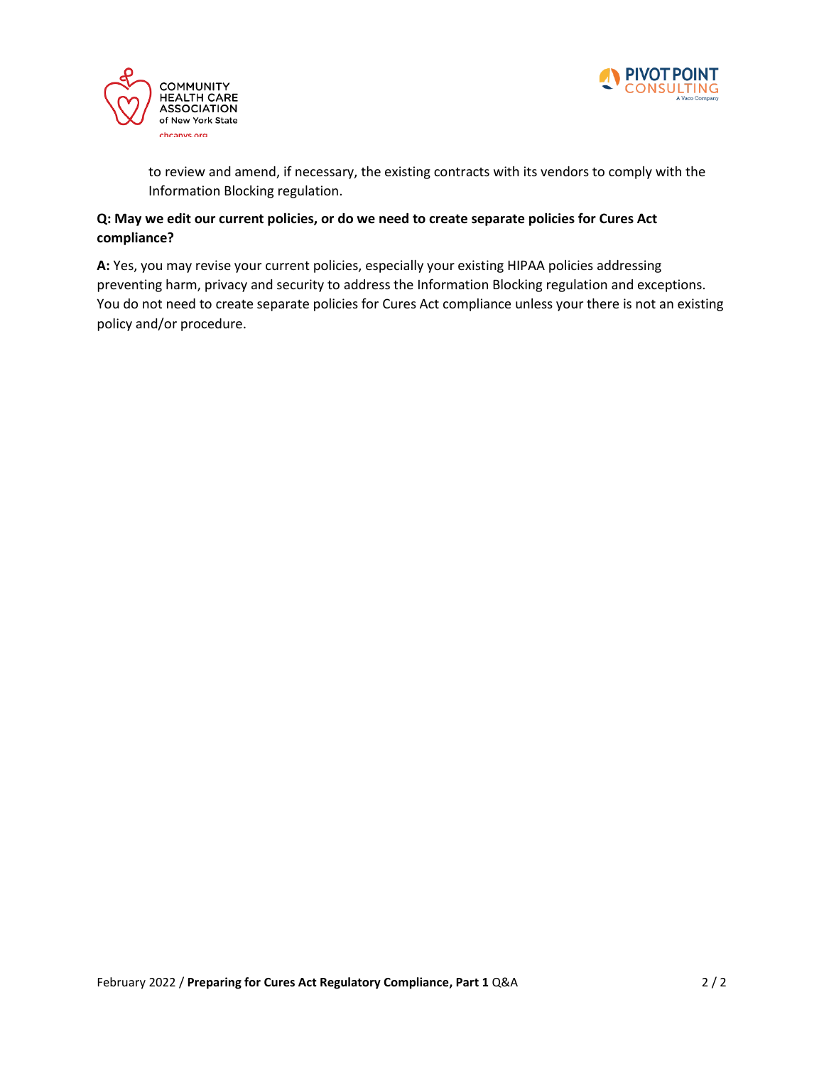to review and amend, if necessary, the existing contracts with its vendors to comply with the Information Blocking regulation.

**Q: May we edit our current policies, or do we need to create separate policies for Cures Act compliance?**

**A:** Yes, you may revise your current policies, especially your existing HIPAA policies addressing preventing harm, privacy and security to address the Information Blocking regulation and exceptions. You do not need to create separate policies for Cures Act compliance unless your there is not an existing policy and/or procedure.